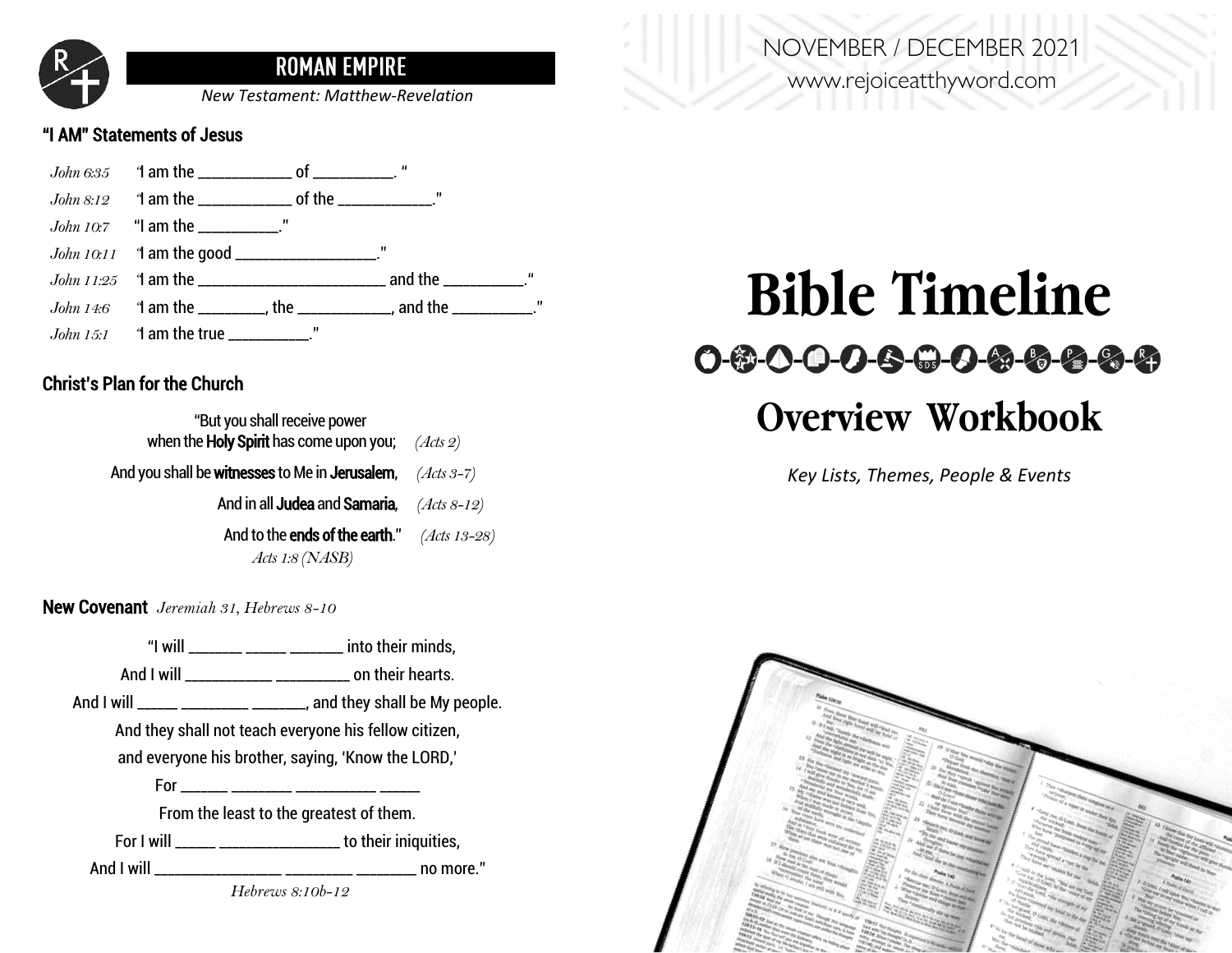## ROMAN EMPIRE

*New Testament: Matthew-Revelation*

### "I AM" Statements of Jesus

*John 6:35* "I am the ___________ of __________. "

*John 8:12* "I am the ___________ of the ___________."

*John 10:7* "I am the __________."

*John 10:11* "I am the good _________________."

*John 11:25* "I am the _______________________ and the __________."

*John 14:6* "I am the ________, the ___________, and the __________."

*John 15:1* "I am the true __________."

### Christ's Plan for the Church

"But you shall receive power when the **Holy Spirit** has come upon you; *(Acts 2)*

And you shall be **witnesses** to Me in **Jerusalem**, *(Acts 3-7)*

And in all **Judea** and **Samaria**, *(Acts 8-12)*

And to the **ends of the earth**." *(Acts 13-28)*

*Acts 1:8 (NASB)*

### New Covenant *Jeremiah 31, Hebrews 8-10*

"I will _______ _____ _______ into their minds,

And I will ___________ _________ on their hearts.

And I will _____ _________ _______, and they shall be My people.

And they shall not teach everyone his fellow citizen,

and everyone his brother, saying, 'Know the LORD,'

For ______ ________ __________ _____

From the least to the greatest of them.

For I will _____ _______________ to their iniquities,

And I will ________________ _________ ________ no more."

*Hebrews 8:10b-12*

NOVEMBER / DECEMBER 2021

www.rejoiceatthyword.com

# Bible Timeline

# Overview Workbook

*Key Lists, Themes, People & Events*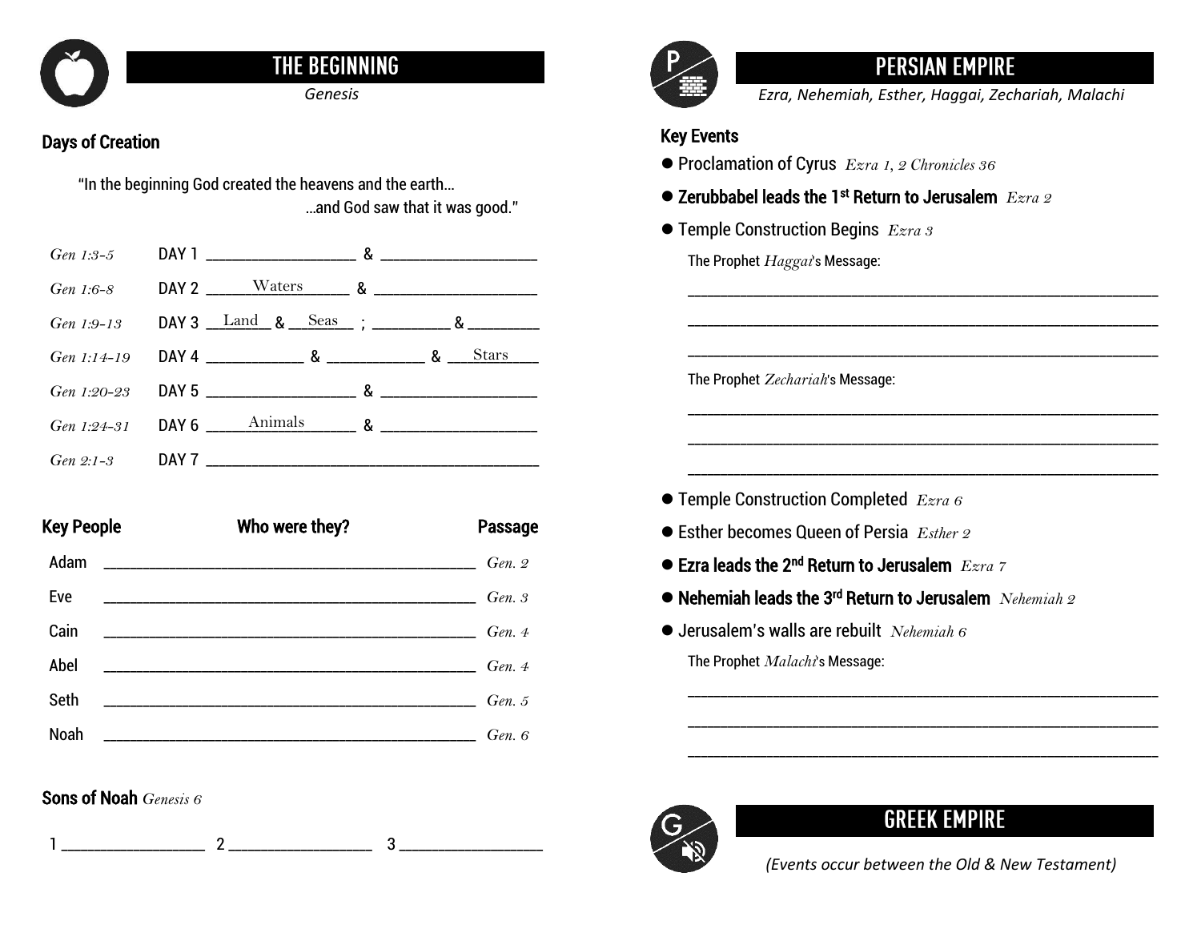# THE BEGINNING

*Genesis*

## Days of Creation

"In the beginning God created the heavens and the earth…
…and God saw that it was good."

| | | |
|---|---|---|
| *Gen 1:3-5* | DAY 1 | ________________ & ________________ |
| *Gen 1:6-8* | DAY 2 | Waters & ________________ |
| *Gen 1:9-13* | DAY 3 | Land & Seas ; __________ & __________ |
| *Gen 1:14-19* | DAY 4 | __________ & __________ & Stars |
| *Gen 1:20-23* | DAY 5 | ________________ & ________________ |
| *Gen 1:24-31* | DAY 6 | Animals & ________________ |
| *Gen 2:1-3* | DAY 7 | ________________________________ |

| Key People | Who were they? | Passage |
|---|---|---|
| Adam | ________________________________ | *Gen. 2* |
| Eve | ________________________________ | *Gen. 3* |
| Cain | ________________________________ | *Gen. 4* |
| Abel | ________________________________ | *Gen. 4* |
| Seth | ________________________________ | *Gen. 5* |
| Noah | ________________________________ | *Gen. 6* |

## Sons of Noah *Genesis 6*

1 ______________ 2 ______________ 3 ______________

# PERSIAN EMPIRE

*Ezra, Nehemiah, Esther, Haggai, Zechariah, Malachi*

## Key Events

- Proclamation of Cyrus *Ezra 1, 2 Chronicles 36*
- **Zerubbabel leads the 1st Return to Jerusalem** *Ezra 2*
- Temple Construction Begins *Ezra 3*

The Prophet *Haggai*'s Message:

________________________________________________

________________________________________________

________________________________________________

The Prophet *Zechariah*'s Message:

________________________________________________

________________________________________________

________________________________________________

- Temple Construction Completed *Ezra 6*
- Esther becomes Queen of Persia *Esther 2*
- **Ezra leads the 2nd Return to Jerusalem** *Ezra 7*
- **Nehemiah leads the 3rd Return to Jerusalem** *Nehemiah 2*
- Jerusalem's walls are rebuilt *Nehemiah 6*

The Prophet *Malachi*'s Message:

________________________________________________

________________________________________________

________________________________________________

# GREEK EMPIRE

*(Events occur between the Old & New Testament)*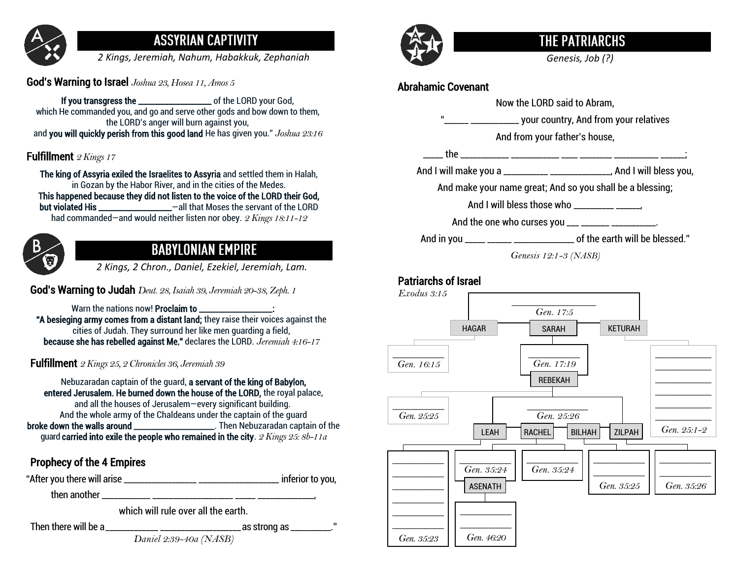## ASSYRIAN CAPTIVITY

*2 Kings, Jeremiah, Nahum, Habakkuk, Zephaniah*

### God's Warning to Israel *Joshua 23, Hosea 11, Amos 5*

**If you transgress the ________________** of the LORD your God,
which He commanded you, and go and serve other gods and bow down to them,
the LORD's anger will burn against you,
and **you will quickly perish from this good land** He has given you." *Joshua 23:16*

### Fulfillment *2 Kings 17*

**The king of Assyria exiled the Israelites to Assyria** and settled them in Halah,
in Gozan by the Habor River, and in the cities of the Medes.
**This happened because they did not listen to the voice of the LORD their God,
but violated His ________________**—all that Moses the servant of the LORD
had commanded—and would neither listen nor obey. *2 Kings 18:11-12*

## BABYLONIAN EMPIRE

*2 Kings, 2 Chron., Daniel, Ezekiel, Jeremiah, Lam.*

### God's Warning to Judah *Deut. 28, Isaiah 39, Jeremiah 20-38, Zeph. 1*

Warn the nations now! **Proclaim to ________________:**
**"A besieging army comes from a distant land;** they raise their voices against the
cities of Judah. They surround her like men guarding a field,
**because she has rebelled against Me,"** declares the LORD. *Jeremiah 4:16-17*

### Fulfillment *2 Kings 25, 2 Chronicles 36, Jeremiah 39*

Nebuzaradan captain of the guard, **a servant of the king of Babylon,
entered Jerusalem. He burned down the house of the LORD,** the royal palace,
and all the houses of Jerusalem—every significant building.
And the whole army of the Chaldeans under the captain of the guard
**broke down the walls around ________________**. Then Nebuzaradan captain of the
guard **carried into exile the people who remained in the city**. *2 Kings 25: 8b-11a*

### Prophecy of the 4 Empires

"After you there will arise ________________ ________________ inferior to you,
then another __________ ________________ _____ ___________,
which will rule over all the earth.
Then there will be a __________ ________________ as strong as ________."
*Daniel 2:39-40a (NASB)*

## THE PATRIARCHS

*Genesis, Job (?)*

### Abrahamic Covenant

Now the LORD said to Abram,
"_____ __________ your country, And from your relatives
And from your father's house,
____ the __________ __________ ____ _______ _________ _____;
And I will make you a _________ ____________, And I will bless you,
And make your name great; And so you shall be a blessing;
And I will bless those who ________ _____,
And the one who curses you ___ ______ _________.
And in you ____ _____ ____________ of the earth will be blessed."
*Genesis 12:1-3 (NASB)*

### Patriarchs of Israel

*Exodus 3:15*

________________ *Gen. 17:5*

HAGAR — SARAH — KETURAH

__________ *Gen. 16:15*

__________ *Gen. 17:19*

REBEKAH

__________ *Gen. 25:25*

__________ *Gen. 25:26*

__________ __________ __________ __________ __________ __________ *Gen. 25:1-2*

LEAH — RACHEL — BILHAH — ZILPAH

__________ __________ __________ __________ __________ __________ *Gen. 35:23*

__________ *Gen. 35:24*

ASENATH

__________ __________ *Gen. 46:20*

__________ *Gen. 35:24*

__________ __________ *Gen. 35:25*

__________ __________ *Gen. 35:26*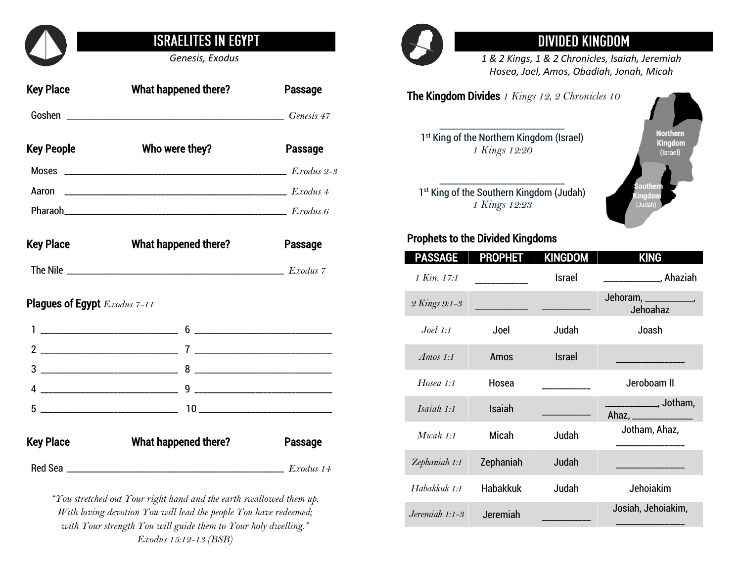## ISRAELITES IN EGYPT

*Genesis, Exodus*

**Key Place** **What happened there?** **Passage**

Goshen _______________________________________________ *Genesis 47*

**Key People** **Who were they?** **Passage**

Moses _______________________________________________ *Exodus 2-3*

Aaron _______________________________________________ *Exodus 4*

Pharaoh_______________________________________________ *Exodus 6*

**Key Place** **What happened there?** **Passage**

The Nile _______________________________________________ *Exodus 7*

**Plagues of Egypt** *Exodus 7-11*

1 ______________________________ 6 ______________________________

2 ______________________________ 7 ______________________________

3 ______________________________ 8 ______________________________

4 ______________________________ 9 ______________________________

5 ______________________________ 10 ______________________________

**Key Place** **What happened there?** **Passage**

Red Sea _______________________________________________ *Exodus 14*

*"You stretched out Your right hand and the earth swallowed them up. With loving devotion You will lead the people You have redeemed; with Your strength You will guide them to Your holy dwelling."*
*Exodus 15:12-13 (BSB)*

## DIVIDED KINGDOM

*1 & 2 Kings, 1 & 2 Chronicles, Isaiah, Jeremiah*
*Hosea, Joel, Amos, Obadiah, Jonah, Micah*

**The Kingdom Divides** *1 Kings 12, 2 Chronicles 10*

___________________________
1st King of the Northern Kingdom (Israel)
*1 Kings 12:20*

___________________________
1st King of the Southern Kingdom (Judah)
*1 Kings 12:23*

Northern Kingdom (Israel)

Southern Kingdom (Judah)

**Prophets to the Divided Kingdoms**

| PASSAGE | PROPHET | KINGDOM | KING |
|---|---|---|---|
| *1 Kin. 17:1* | __________ | Israel | ____________, Ahaziah |
| *2 Kings 9:1-3* | __________ | __________ | Jehoram, __________, Jehoahaz |
| *Joel 1:1* | Joel | Judah | Joash |
| *Amos 1:1* | Amos | Israel | ______________ |
| *Hosea 1:1* | Hosea | __________ | Jeroboam II |
| *Isaiah 1:1* | Isaiah | __________ | ___________, Jotham, Ahaz, ____________ |
| *Micah 1:1* | Micah | Judah | Jotham, Ahaz, ______________ |
| *Zephaniah 1:1* | Zephaniah | Judah | ______________ |
| *Habakkuk 1:1* | Habakkuk | Judah | Jehoiakim |
| *Jeremiah 1:1-3* | Jeremiah | __________ | Josiah, Jehoiakim, ______________ |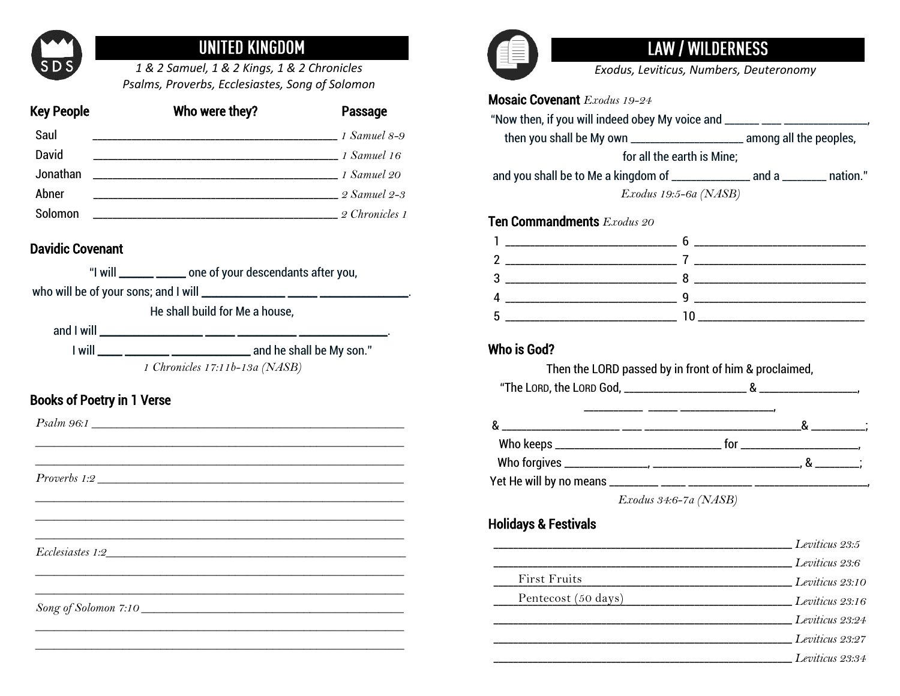# UNITED KINGDOM

*1 & 2 Samuel, 1 & 2 Kings, 1 & 2 Chronicles*
*Psalms, Proverbs, Ecclesiastes, Song of Solomon*

| Key People | Who were they? | Passage |
|---|---|---|
| Saul | ______________________________ | *1 Samuel 8-9* |
| David | ______________________________ | *1 Samuel 16* |
| Jonathan | ______________________________ | *1 Samuel 20* |
| Abner | ______________________________ | *2 Samuel 2-3* |
| Solomon | ______________________________ | *2 Chronicles 1* |

## Davidic Covenant

"I will ______ _____ one of your descendants after you,
who will be of your sons; and I will ____________ _____ _____________.
He shall build for Me a house,
and I will _______________ _____ _________ _____________.
I will ____ _______ ___________ and he shall be My son."
*1 Chronicles 17:11b-13a (NASB)*

## Books of Poetry in 1 Verse

*Psalm 96:1* ______________________________________________
______________________________________________
______________________________________________

*Proverbs 1:2* ______________________________________________
______________________________________________
______________________________________________
______________________________________________

*Ecclesiastes 1:2*______________________________________________
______________________________________________
______________________________________________

*Song of Solomon 7:10* ______________________________________________
______________________________________________
______________________________________________

# LAW / WILDERNESS

*Exodus, Leviticus, Numbers, Deuteronomy*

**Mosaic Covenant** *Exodus 19-24*

"Now then, if you will indeed obey My voice and ______ ___ ______________,
then you shall be My own __________________ among all the peoples,
for all the earth is Mine;
and you shall be to Me a kingdom of _____________ and a _______ nation."
*Exodus 19:5-6a (NASB)*

**Ten Commandments** *Exodus 20*

| | |
|---|---|
| 1 __________________________ | 6 __________________________ |
| 2 __________________________ | 7 __________________________ |
| 3 __________________________ | 8 __________________________ |
| 4 __________________________ | 9 __________________________ |
| 5 __________________________ | 10 __________________________ |

## Who is God?

Then the LORD passed by in front of him & proclaimed,
"The LORD, the LORD God, ___________________ & ________________,
__________ _____ _______________,
& ___________________ ___ __________________________& _________;
Who keeps ___________________________ for ____________________,
Who forgives ______________, _________________________, & ________;
Yet He will by no means ________ ____ ___________ ___________________,
*Exodus 34:6-7a (NASB)*

## Holidays & Festivals

_____________________________________________ *Leviticus 23:5*
_____________________________________________ *Leviticus 23:6*
____First Fruits_________________________________ *Leviticus 23:10*
____Pentecost (50 days)__________________________ *Leviticus 23:16*
_____________________________________________ *Leviticus 23:24*
_____________________________________________ *Leviticus 23:27*
_____________________________________________ *Leviticus 23:34*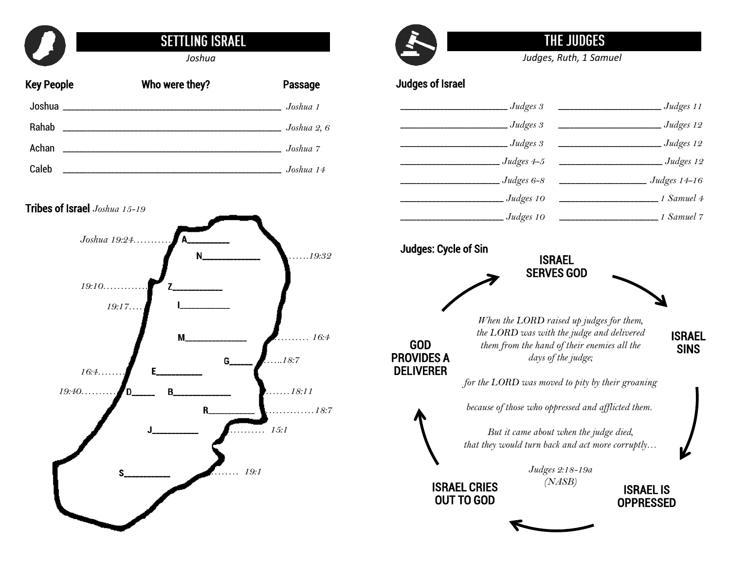## SETTLING ISRAEL

*Joshua*

| Key People | Who were they? | Passage |
|---|---|---|
| Joshua | ______________________________ | *Joshua 1* |
| Rahab | ______________________________ | *Joshua 2, 6* |
| Achan | ______________________________ | *Joshua 7* |
| Caleb | ______________________________ | *Joshua 14* |

### Tribes of Israel *Joshua 15-19*

*Joshua 19:24*………… A__________

N______________ ……*19:32*

*19:10*…………… Z____________

*19:17*…. I____________

M______________ ……… *16:4*

G______ ……*18:7*

*16:4*……… E____________

*19:40*………… D______ B______________ …….*18:11*

R__________ ……………*18:7*

J____________ ………. *15:1*

S____________ ……. *19:1*

## THE JUDGES

*Judges, Ruth, 1 Samuel*

### Judges of Israel

| | |
|---|---|
| ____________________ *Judges 3* | ____________________ *Judges 11* |
| ____________________ *Judges 3* | ____________________ *Judges 12* |
| ____________________ *Judges 3* | ____________________ *Judges 12* |
| ____________________ *Judges 4-5* | ____________________ *Judges 12* |
| ____________________ *Judges 6-8* | ____________________ *Judges 14-16* |
| ____________________ *Judges 10* | ____________________ *1 Samuel 4* |
| ____________________ *Judges 10* | ____________________ *1 Samuel 7* |

### Judges: Cycle of Sin

ISRAEL SERVES GOD

ISRAEL SINS

ISRAEL IS OPPRESSED

ISRAEL CRIES OUT TO GOD

GOD PROVIDES A DELIVERER

*When the LORD raised up judges for them, the LORD was with the judge and delivered them from the hand of their enemies all the days of the judge;*

*for the LORD was moved to pity by their groaning*

*because of those who oppressed and afflicted them.*

*But it came about when the judge died, that they would turn back and act more corruptly…*

*Judges 2:18-19a (NASB)*